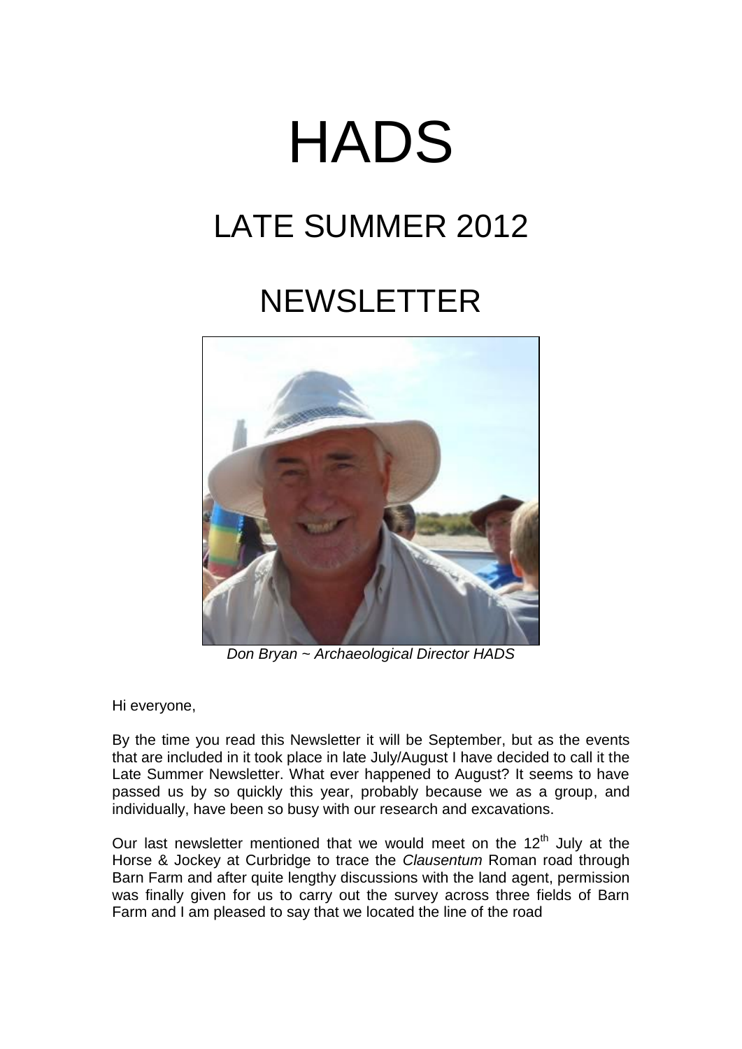# HADS

## LATE SUMMER 2012

## NEWSLETTER

*Don Bryan ~ Archaeological Director HADS*

Hi everyone,

By the time you read this Newsletter it will be September, but as the events that are included in it took place in late July/August I have decided to call it the Late Summer Newsletter. What ever happened to August? It seems to have passed us by so quickly this year, probably because we as a group, and individually, have been so busy with our research and excavations.

Our last newsletter mentioned that we would meet on the 12th July at the Horse & Jockey at Curbridge to trace the *Clausentum* Roman road through Barn Farm and after quite lengthy discussions with the land agent, permission was finally given for us to carry out the survey across three fields of Barn Farm and I am pleased to say that we located the line of the road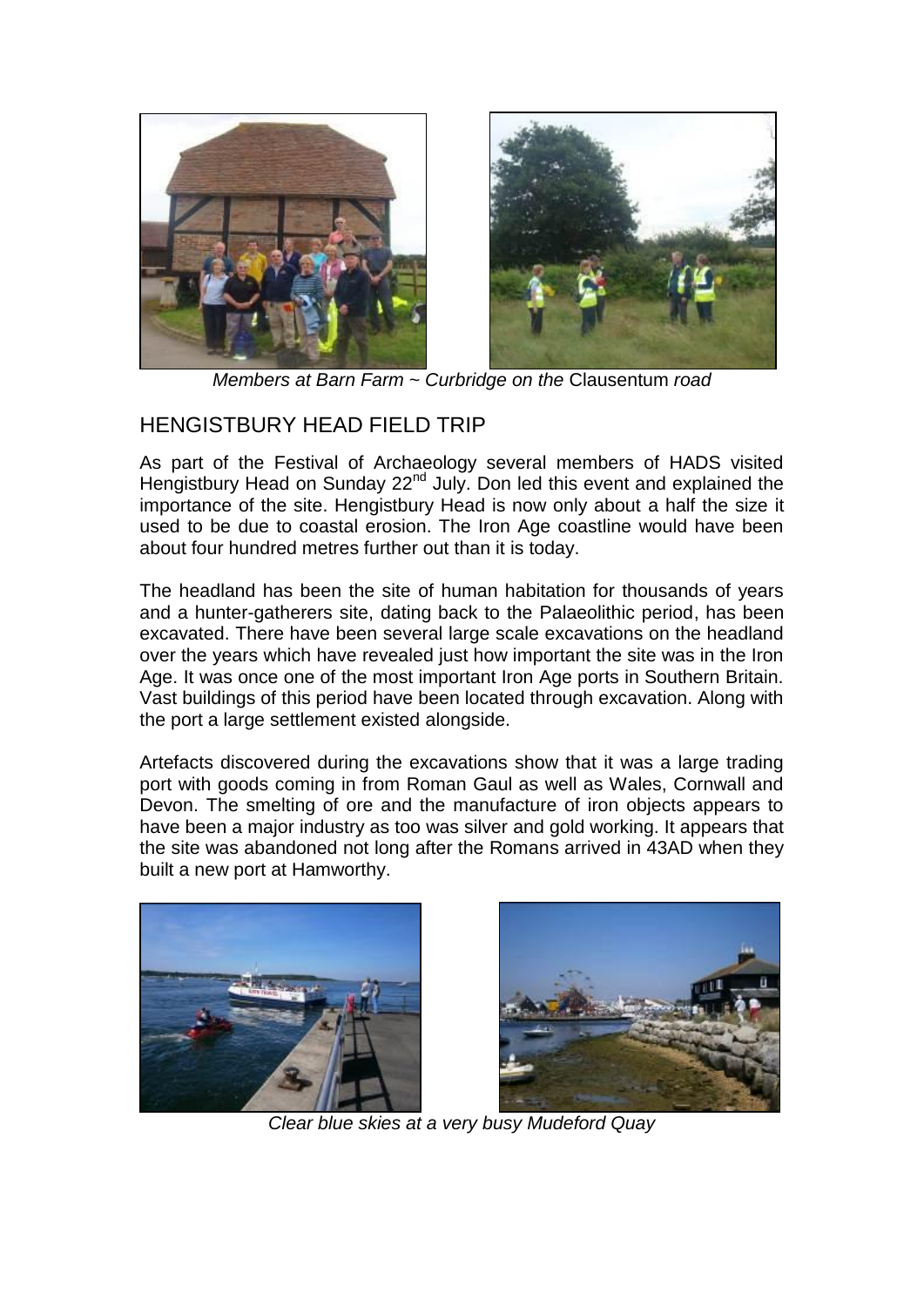*Members at Barn Farm ~ Curbridge on the* Clausentum *road*

## HENGISTBURY HEAD FIELD TRIP

As part of the Festival of Archaeology several members of HADS visited Hengistbury Head on Sunday 22nd July. Don led this event and explained the importance of the site. Hengistbury Head is now only about a half the size it used to be due to coastal erosion. The Iron Age coastline would have been about four hundred metres further out than it is today.

The headland has been the site of human habitation for thousands of years and a hunter-gatherers site, dating back to the Palaeolithic period, has been excavated. There have been several large scale excavations on the headland over the years which have revealed just how important the site was in the Iron Age. It was once one of the most important Iron Age ports in Southern Britain. Vast buildings of this period have been located through excavation. Along with the port a large settlement existed alongside.

Artefacts discovered during the excavations show that it was a large trading port with goods coming in from Roman Gaul as well as Wales, Cornwall and Devon. The smelting of ore and the manufacture of iron objects appears to have been a major industry as too was silver and gold working. It appears that the site was abandoned not long after the Romans arrived in 43AD when they built a new port at Hamworthy.

*Clear blue skies at a very busy Mudeford Quay*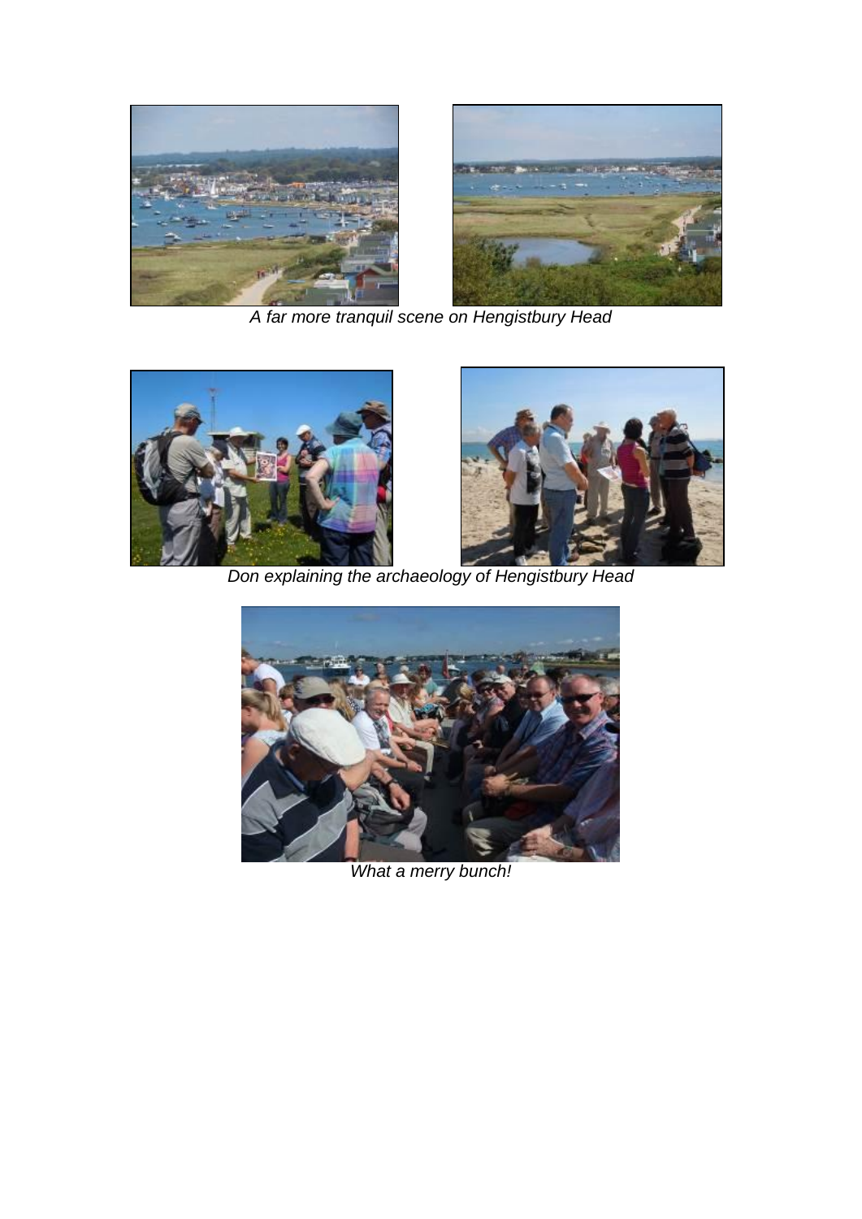*A far more tranquil scene on Hengistbury Head*

*Don explaining the archaeology of Hengistbury Head*

*What a merry bunch!*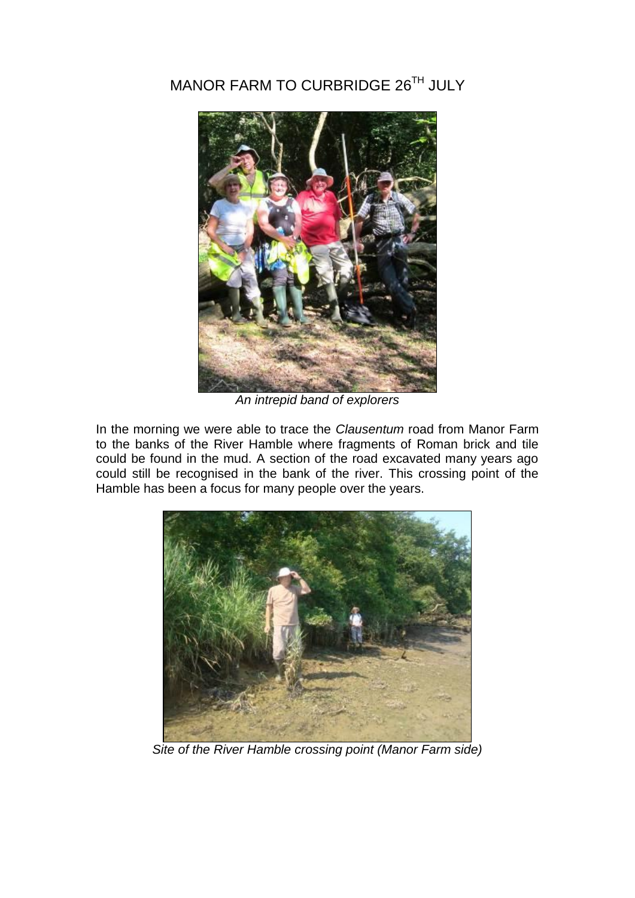# MANOR FARM TO CURBRIDGE 26TH JULY

*An intrepid band of explorers*

In the morning we were able to trace the *Clausentum* road from Manor Farm to the banks of the River Hamble where fragments of Roman brick and tile could be found in the mud. A section of the road excavated many years ago could still be recognised in the bank of the river. This crossing point of the Hamble has been a focus for many people over the years.

*Site of the River Hamble crossing point (Manor Farm side)*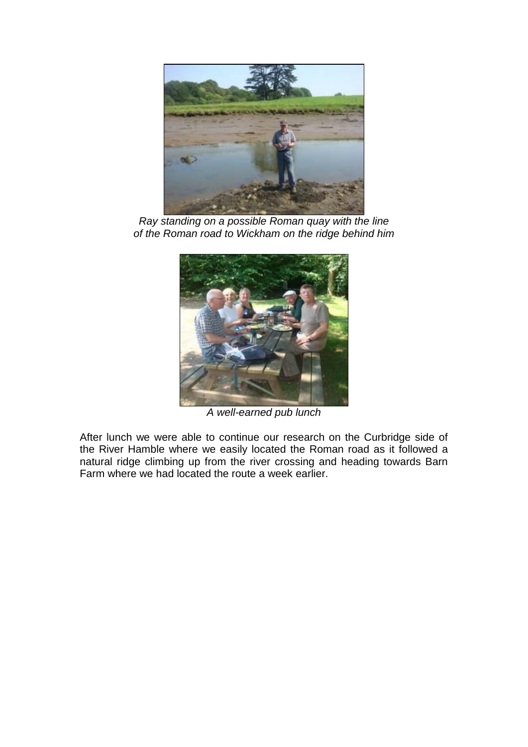*Ray standing on a possible Roman quay with the line of the Roman road to Wickham on the ridge behind him*

*A well-earned pub lunch*

After lunch we were able to continue our research on the Curbridge side of the River Hamble where we easily located the Roman road as it followed a natural ridge climbing up from the river crossing and heading towards Barn Farm where we had located the route a week earlier.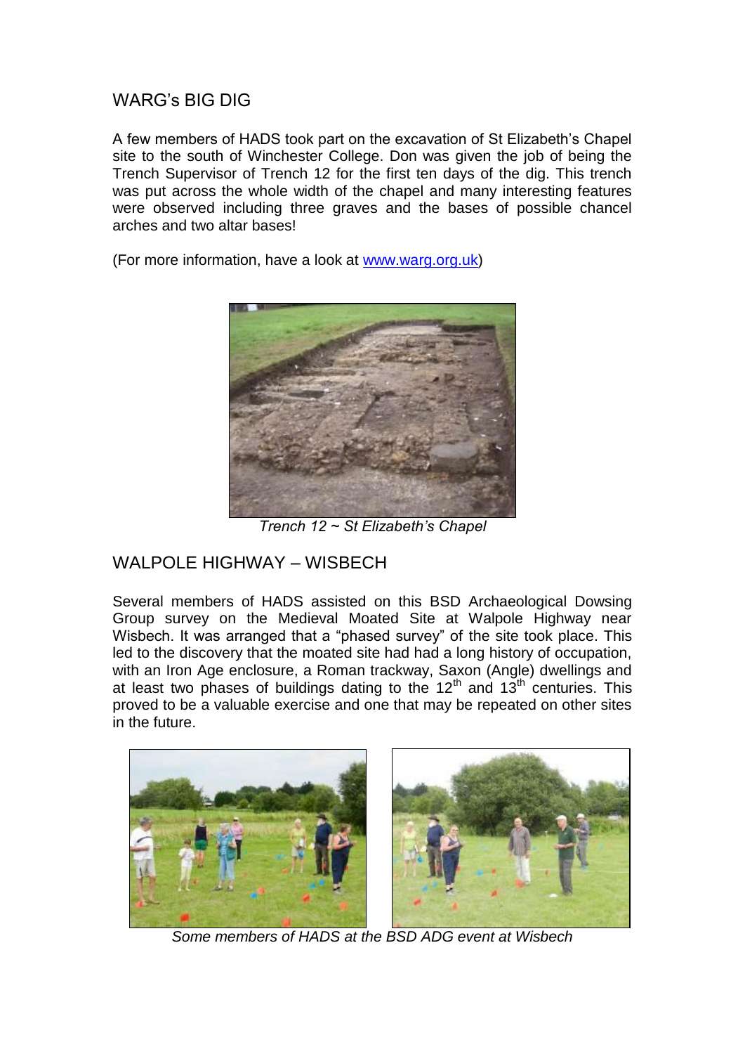## WARG's BIG DIG

A few members of HADS took part on the excavation of St Elizabeth's Chapel site to the south of Winchester College. Don was given the job of being the Trench Supervisor of Trench 12 for the first ten days of the dig. This trench was put across the whole width of the chapel and many interesting features were observed including three graves and the bases of possible chancel arches and two altar bases!

(For more information, have a look at www.warg.org.uk)

*Trench 12 ~ St Elizabeth's Chapel*

## WALPOLE HIGHWAY – WISBECH

Several members of HADS assisted on this BSD Archaeological Dowsing Group survey on the Medieval Moated Site at Walpole Highway near Wisbech. It was arranged that a "phased survey" of the site took place. This led to the discovery that the moated site had had a long history of occupation, with an Iron Age enclosure, a Roman trackway, Saxon (Angle) dwellings and at least two phases of buildings dating to the 12th and 13th centuries. This proved to be a valuable exercise and one that may be repeated on other sites in the future.

*Some members of HADS at the BSD ADG event at Wisbech*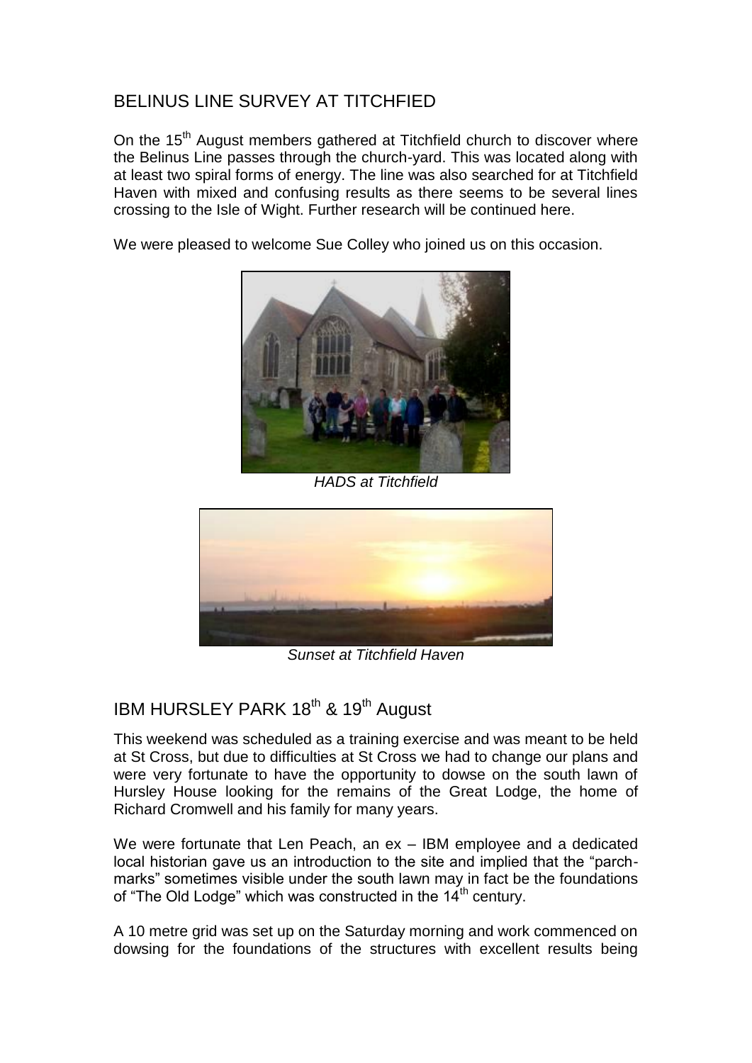## BELINUS LINE SURVEY AT TITCHFIED

On the 15th August members gathered at Titchfield church to discover where the Belinus Line passes through the church-yard. This was located along with at least two spiral forms of energy. The line was also searched for at Titchfield Haven with mixed and confusing results as there seems to be several lines crossing to the Isle of Wight. Further research will be continued here.

We were pleased to welcome Sue Colley who joined us on this occasion.

*HADS at Titchfield*

*Sunset at Titchfield Haven*

## IBM HURSLEY PARK 18th & 19th August

This weekend was scheduled as a training exercise and was meant to be held at St Cross, but due to difficulties at St Cross we had to change our plans and were very fortunate to have the opportunity to dowse on the south lawn of Hursley House looking for the remains of the Great Lodge, the home of Richard Cromwell and his family for many years.

We were fortunate that Len Peach, an ex – IBM employee and a dedicated local historian gave us an introduction to the site and implied that the "parch-marks" sometimes visible under the south lawn may in fact be the foundations of "The Old Lodge" which was constructed in the 14th century.

A 10 metre grid was set up on the Saturday morning and work commenced on dowsing for the foundations of the structures with excellent results being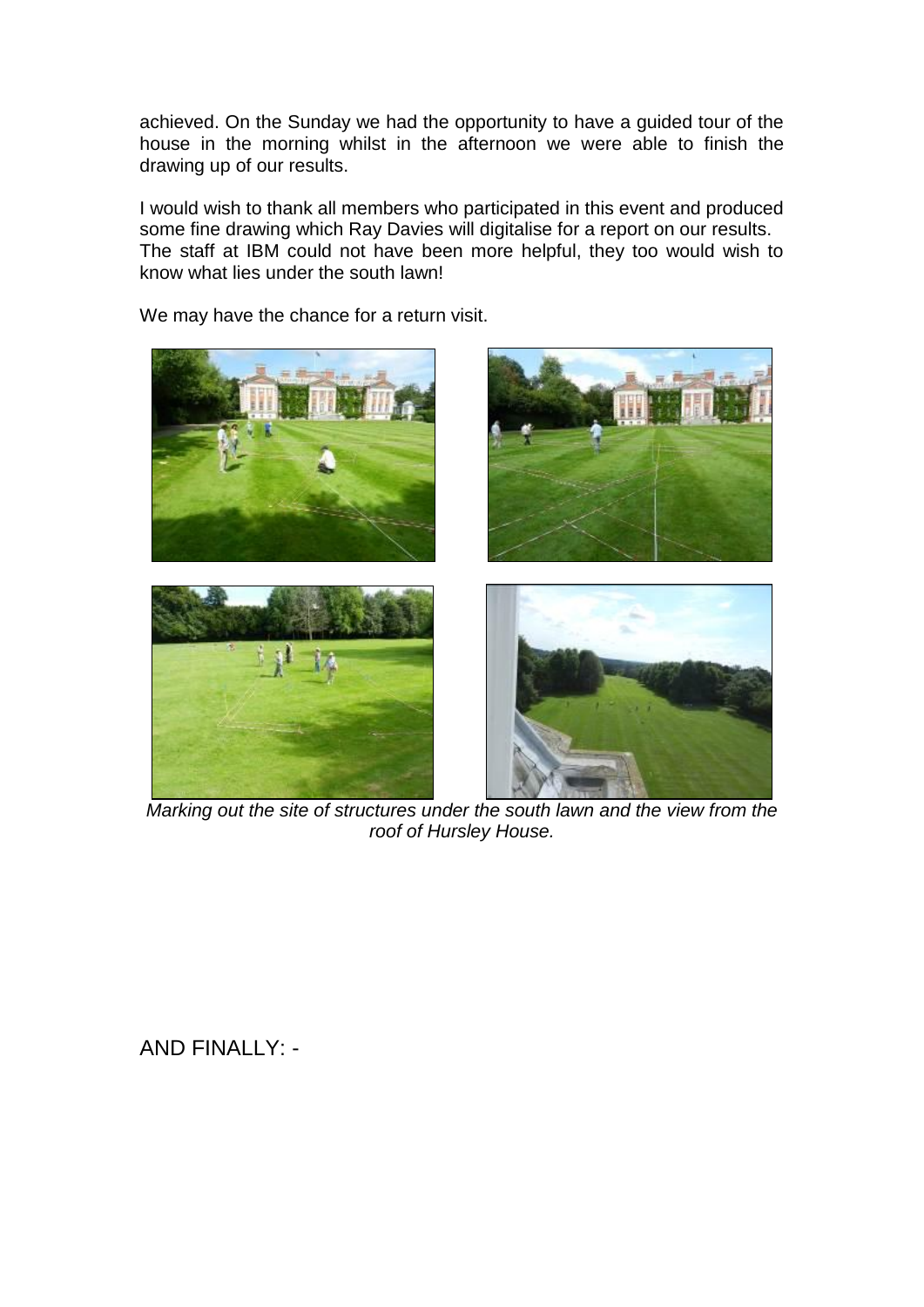achieved. On the Sunday we had the opportunity to have a guided tour of the house in the morning whilst in the afternoon we were able to finish the drawing up of our results.

I would wish to thank all members who participated in this event and produced some fine drawing which Ray Davies will digitalise for a report on our results. The staff at IBM could not have been more helpful, they too would wish to know what lies under the south lawn!

We may have the chance for a return visit.

*Marking out the site of structures under the south lawn and the view from the roof of Hursley House.*

AND FINALLY: -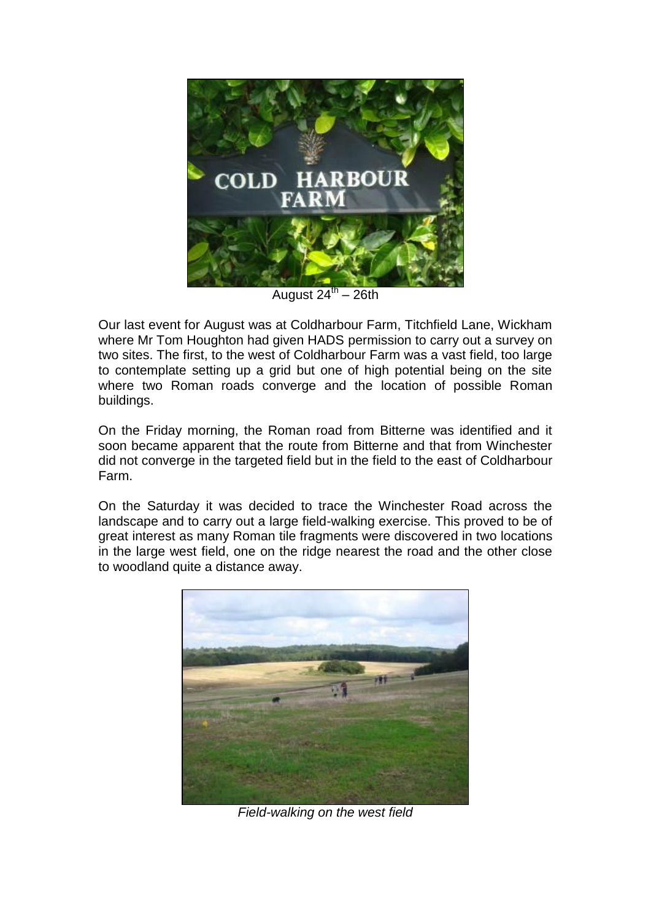August 24th – 26th

Our last event for August was at Coldharbour Farm, Titchfield Lane, Wickham where Mr Tom Houghton had given HADS permission to carry out a survey on two sites. The first, to the west of Coldharbour Farm was a vast field, too large to contemplate setting up a grid but one of high potential being on the site where two Roman roads converge and the location of possible Roman buildings.

On the Friday morning, the Roman road from Bitterne was identified and it soon became apparent that the route from Bitterne and that from Winchester did not converge in the targeted field but in the field to the east of Coldharbour Farm.

On the Saturday it was decided to trace the Winchester Road across the landscape and to carry out a large field-walking exercise. This proved to be of great interest as many Roman tile fragments were discovered in two locations in the large west field, one on the ridge nearest the road and the other close to woodland quite a distance away.

*Field-walking on the west field*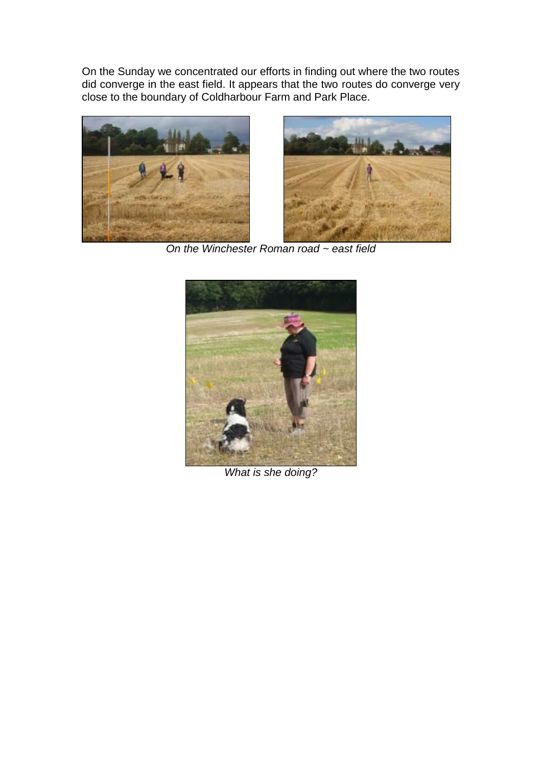On the Sunday we concentrated our efforts in finding out where the two routes did converge in the east field. It appears that the two routes do converge very close to the boundary of Coldharbour Farm and Park Place.

*On the Winchester Roman road ~ east field*

*What is she doing?*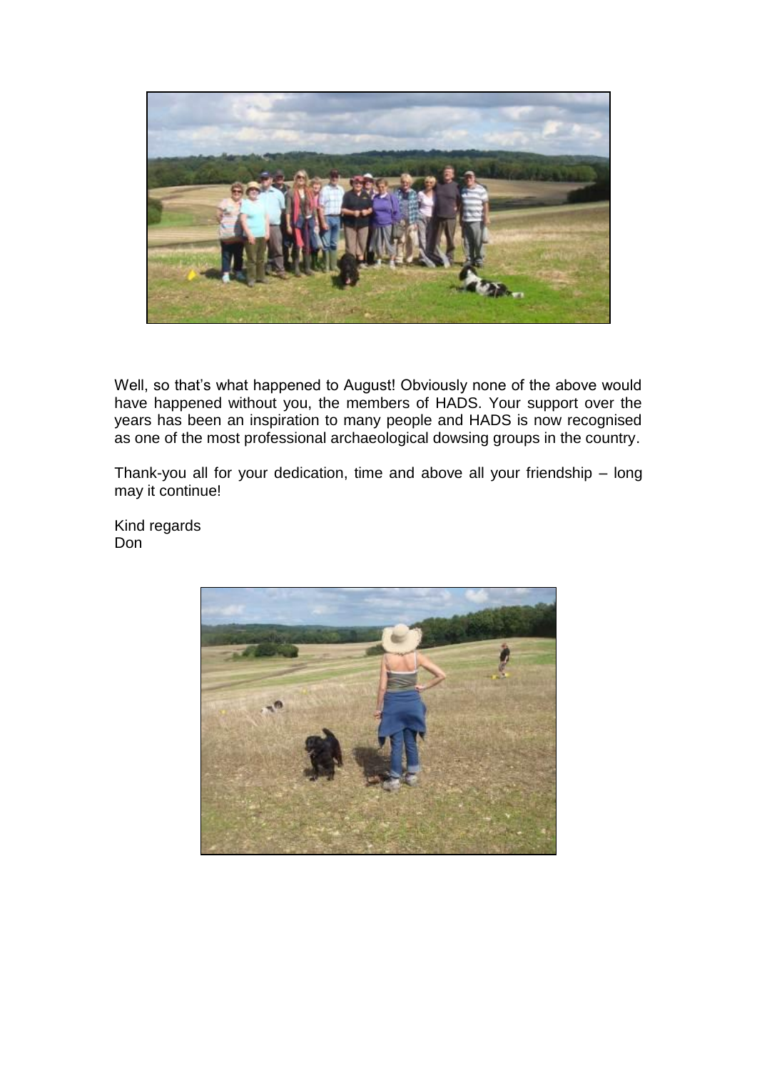Well, so that's what happened to August! Obviously none of the above would have happened without you, the members of HADS. Your support over the years has been an inspiration to many people and HADS is now recognised as one of the most professional archaeological dowsing groups in the country.

Thank-you all for your dedication, time and above all your friendship – long may it continue!

Kind regards
Don